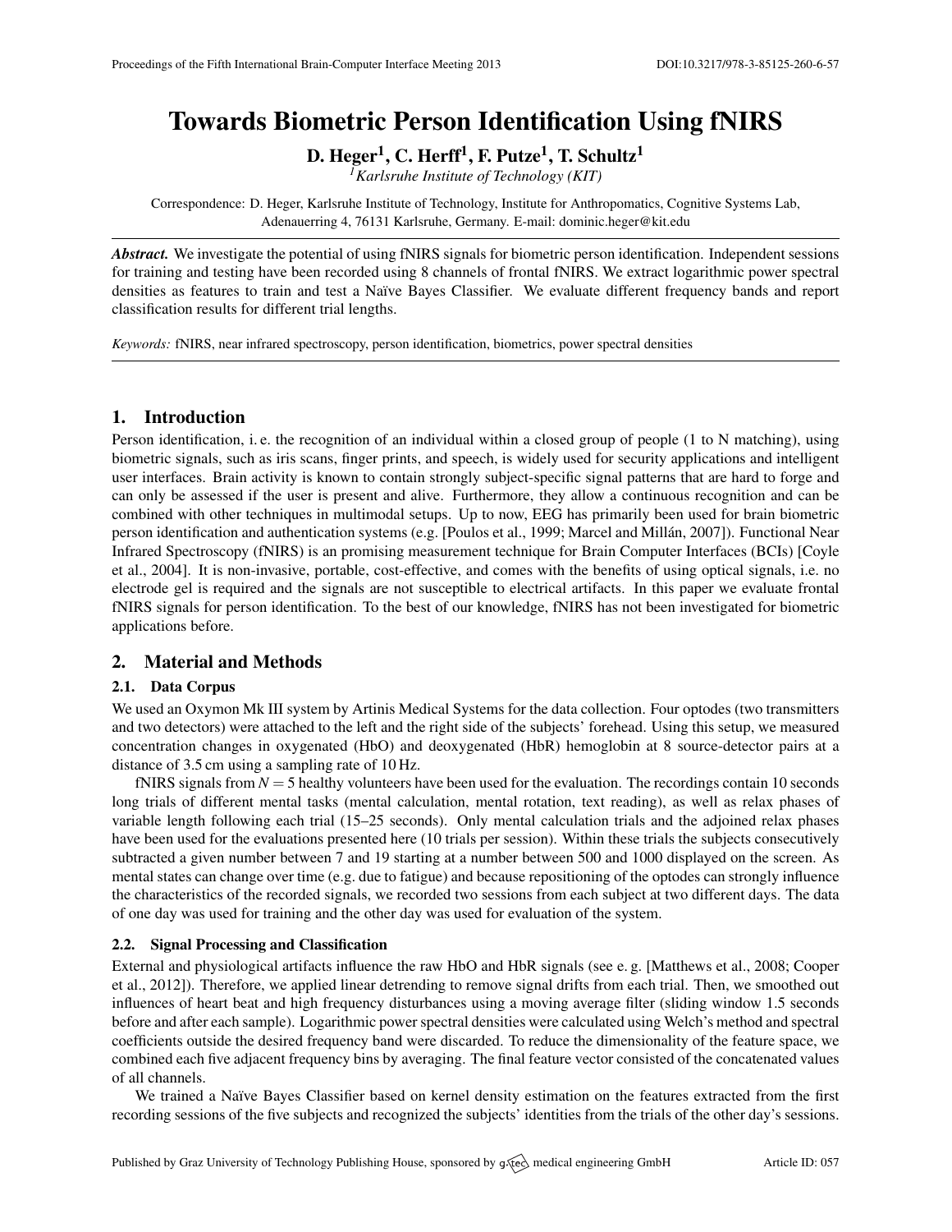# Towards Biometric Person Identification Using fNIRS

**D. Heger[1], C. Herff[1], F. Putze[1], T. Schultz[1]**

[1] *Karlsruhe Institute of Technology (KIT)*

Correspondence: D. Heger, Karlsruhe Institute of Technology, Institute for Anthropomatics, Cognitive Systems Lab, Adenauerring 4, 76131 Karlsruhe, Germany. E-mail: dominic.heger@kit.edu

***Abstract.*** We investigate the potential of using fNIRS signals for biometric person identification. Independent sessions for training and testing have been recorded using 8 channels of frontal fNIRS. We extract logarithmic power spectral densities as features to train and test a Naïve Bayes Classifier. We evaluate different frequency bands and report classification results for different trial lengths.

*Keywords:* fNIRS, near infrared spectroscopy, person identification, biometrics, power spectral densities

## 1. Introduction

Person identification, i. e. the recognition of an individual within a closed group of people (1 to N matching), using biometric signals, such as iris scans, finger prints, and speech, is widely used for security applications and intelligent user interfaces. Brain activity is known to contain strongly subject-specific signal patterns that are hard to forge and can only be assessed if the user is present and alive. Furthermore, they allow a continuous recognition and can be combined with other techniques in multimodal setups. Up to now, EEG has primarily been used for brain biometric person identification and authentication systems (e.g. [Poulos et al., 1999; Marcel and Millán, 2007]). Functional Near Infrared Spectroscopy (fNIRS) is an promising measurement technique for Brain Computer Interfaces (BCIs) [Coyle et al., 2004]. It is non-invasive, portable, cost-effective, and comes with the benefits of using optical signals, i.e. no electrode gel is required and the signals are not susceptible to electrical artifacts. In this paper we evaluate frontal fNIRS signals for person identification. To the best of our knowledge, fNIRS has not been investigated for biometric applications before.

## 2. Material and Methods

### 2.1. Data Corpus

We used an Oxymon Mk III system by Artinis Medical Systems for the data collection. Four optodes (two transmitters and two detectors) were attached to the left and the right side of the subjects' forehead. Using this setup, we measured concentration changes in oxygenated (HbO) and deoxygenated (HbR) hemoglobin at 8 source-detector pairs at a distance of 3.5 cm using a sampling rate of 10 Hz.

fNIRS signals from $N = 5$ healthy volunteers have been used for the evaluation. The recordings contain 10 seconds long trials of different mental tasks (mental calculation, mental rotation, text reading), as well as relax phases of variable length following each trial (15–25 seconds). Only mental calculation trials and the adjoined relax phases have been used for the evaluations presented here (10 trials per session). Within these trials the subjects consecutively subtracted a given number between 7 and 19 starting at a number between 500 and 1000 displayed on the screen. As mental states can change over time (e.g. due to fatigue) and because repositioning of the optodes can strongly influence the characteristics of the recorded signals, we recorded two sessions from each subject at two different days. The data of one day was used for training and the other day was used for evaluation of the system.

### 2.2. Signal Processing and Classification

External and physiological artifacts influence the raw HbO and HbR signals (see e. g. [Matthews et al., 2008; Cooper et al., 2012]). Therefore, we applied linear detrending to remove signal drifts from each trial. Then, we smoothed out influences of heart beat and high frequency disturbances using a moving average filter (sliding window 1.5 seconds before and after each sample). Logarithmic power spectral densities were calculated using Welch's method and spectral coefficients outside the desired frequency band were discarded. To reduce the dimensionality of the feature space, we combined each five adjacent frequency bins by averaging. The final feature vector consisted of the concatenated values of all channels.

We trained a Naïve Bayes Classifier based on kernel density estimation on the features extracted from the first recording sessions of the five subjects and recognized the subjects' identities from the trials of the other day's sessions.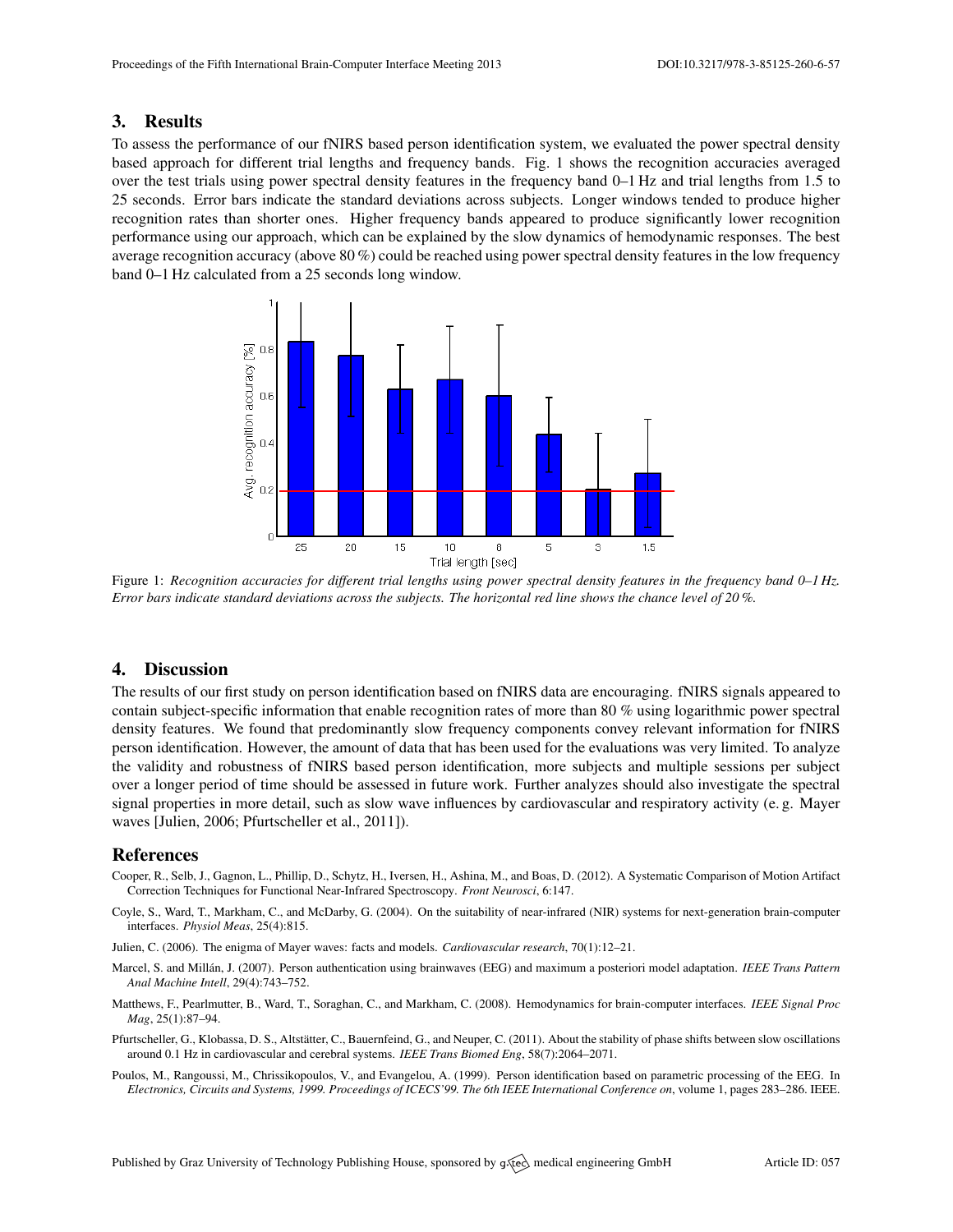## 3. Results

To assess the performance of our fNIRS based person identification system, we evaluated the power spectral density based approach for different trial lengths and frequency bands. Fig. 1 shows the recognition accuracies averaged over the test trials using power spectral density features in the frequency band 0–1 Hz and trial lengths from 1.5 to 25 seconds. Error bars indicate the standard deviations across subjects. Longer windows tended to produce higher recognition rates than shorter ones. Higher frequency bands appeared to produce significantly lower recognition performance using our approach, which can be explained by the slow dynamics of hemodynamic responses. The best average recognition accuracy (above 80 %) could be reached using power spectral density features in the low frequency band 0–1 Hz calculated from a 25 seconds long window.

Avg. recognition accuracy [%]
1
0.8
0.6
0.4
0.2
0
25
20
15
10
8
5
3
1.5
Trial length [sec]

Figure 1: *Recognition accuracies for different trial lengths using power spectral density features in the frequency band 0–1 Hz. Error bars indicate standard deviations across the subjects. The horizontal red line shows the chance level of 20 %.*

## 4. Discussion

The results of our first study on person identification based on fNIRS data are encouraging. fNIRS signals appeared to contain subject-specific information that enable recognition rates of more than 80 % using logarithmic power spectral density features. We found that predominantly slow frequency components convey relevant information for fNIRS person identification. However, the amount of data that has been used for the evaluations was very limited. To analyze the validity and robustness of fNIRS based person identification, more subjects and multiple sessions per subject over a longer period of time should be assessed in future work. Further analyzes should also investigate the spectral signal properties in more detail, such as slow wave influences by cardiovascular and respiratory activity (e. g. Mayer waves [Julien, 2006; Pfurtscheller et al., 2011]).

## References

Cooper, R., Selb, J., Gagnon, L., Phillip, D., Schytz, H., Iversen, H., Ashina, M., and Boas, D. (2012). A Systematic Comparison of Motion Artifact Correction Techniques for Functional Near-Infrared Spectroscopy. *Front Neurosci*, 6:147.

Coyle, S., Ward, T., Markham, C., and McDarby, G. (2004). On the suitability of near-infrared (NIR) systems for next-generation brain-computer interfaces. *Physiol Meas*, 25(4):815.

Julien, C. (2006). The enigma of Mayer waves: facts and models. *Cardiovascular research*, 70(1):12–21.

Marcel, S. and Millán, J. (2007). Person authentication using brainwaves (EEG) and maximum a posteriori model adaptation. *IEEE Trans Pattern Anal Machine Intell*, 29(4):743–752.

Matthews, F., Pearlmutter, B., Ward, T., Soraghan, C., and Markham, C. (2008). Hemodynamics for brain-computer interfaces. *IEEE Signal Proc Mag*, 25(1):87–94.

Pfurtscheller, G., Klobassa, D. S., Altstätter, C., Bauernfeind, G., and Neuper, C. (2011). About the stability of phase shifts between slow oscillations around 0.1 Hz in cardiovascular and cerebral systems. *IEEE Trans Biomed Eng*, 58(7):2064–2071.

Poulos, M., Rangoussi, M., Chrissikopoulos, V., and Evangelou, A. (1999). Person identification based on parametric processing of the EEG. In *Electronics, Circuits and Systems, 1999. Proceedings of ICECS'99. The 6th IEEE International Conference on*, volume 1, pages 283–286. IEEE.